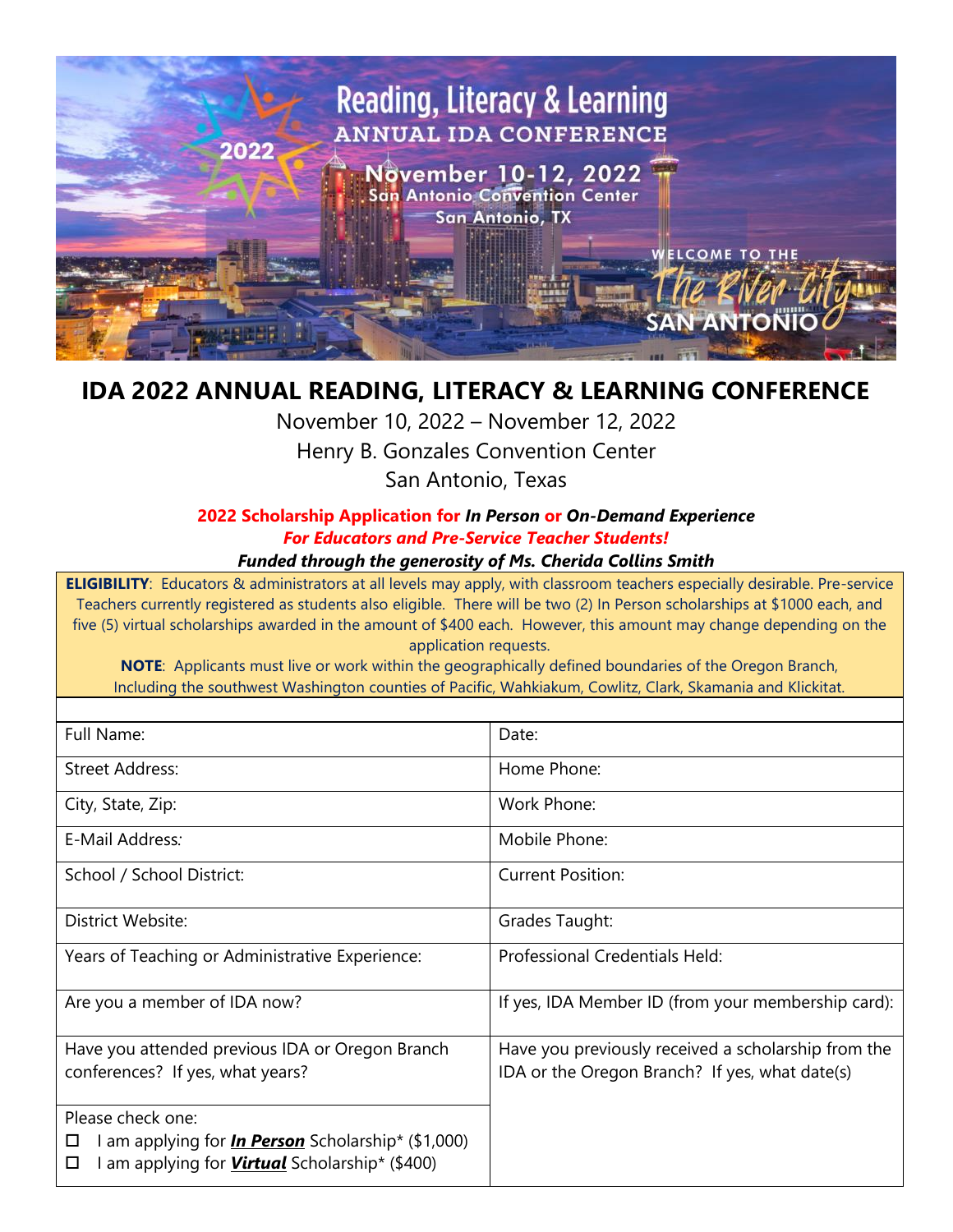Reading, Literacy & Learning
ANNUAL IDA CONFERENCE
2022
November 10-12, 2022
San Antonio Convention Center
San Antonio, TX
WELCOME TO THE The River City SAN ANTONIO

# IDA 2022 ANNUAL READING, LITERACY & LEARNING CONFERENCE

November 10, 2022 – November 12, 2022

Henry B. Gonzales Convention Center

San Antonio, Texas

**2022 Scholarship Application for *In Person* or *On-Demand Experience***

***For Educators and Pre-Service Teacher Students!***

***Funded through the generosity of Ms. Cherida Collins Smith***

**ELIGIBILITY**: Educators & administrators at all levels may apply, with classroom teachers especially desirable. Pre-service Teachers currently registered as students also eligible. There will be two (2) In Person scholarships at $1000 each, and five (5) virtual scholarships awarded in the amount of $400 each. However, this amount may change depending on the application requests.

**NOTE**: Applicants must live or work within the geographically defined boundaries of the Oregon Branch, Including the southwest Washington counties of Pacific, Wahkiakum, Cowlitz, Clark, Skamania and Klickitat.

| | |
|---|---|
| Full Name: | Date: |
| Street Address: | Home Phone: |
| City, State, Zip: | Work Phone: |
| E-Mail Address: | Mobile Phone: |
| School / School District: | Current Position: |
| District Website: | Grades Taught: |
| Years of Teaching or Administrative Experience: | Professional Credentials Held: |
| Are you a member of IDA now? | If yes, IDA Member ID (from your membership card): |
| Have you attended previous IDA or Oregon Branch conferences? If yes, what years? | Have you previously received a scholarship from the IDA or the Oregon Branch? If yes, what date(s) |
| Please check one:<br>☐ I am applying for ***In Person*** Scholarship* ($1,000)<br>☐ I am applying for ***Virtual*** Scholarship* ($400) | |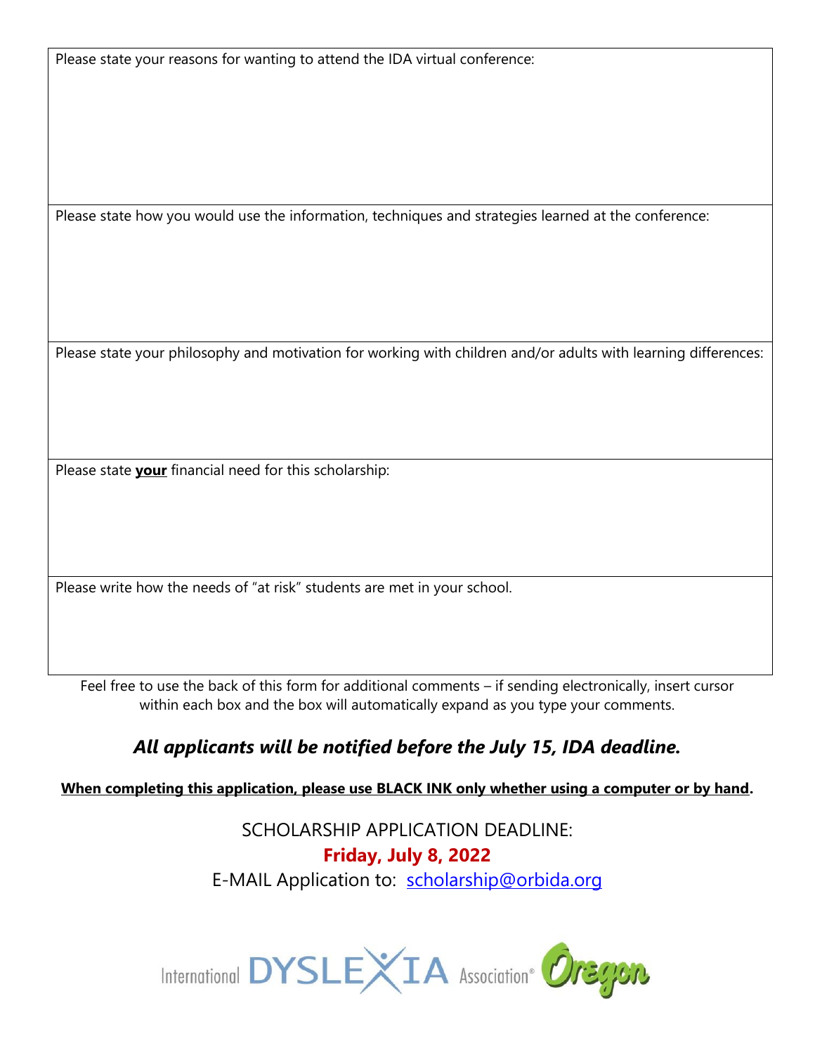Please state your reasons for wanting to attend the IDA virtual conference:

Please state how you would use the information, techniques and strategies learned at the conference:

Please state your philosophy and motivation for working with children and/or adults with learning differences:

Please state **<u>your</u>** financial need for this scholarship:

Please write how the needs of "at risk" students are met in your school.

Feel free to use the back of this form for additional comments – if sending electronically, insert cursor within each box and the box will automatically expand as you type your comments.

### ***All applicants will be notified before the July 15, IDA deadline.***

**<u>When completing this application, please use BLACK INK only whether using a computer or by hand</u>.**

SCHOLARSHIP APPLICATION DEADLINE:

**Friday, July 8, 2022**

E-MAIL Application to: scholarship@orbida.org

International DYSLEXIA Association® Oregon